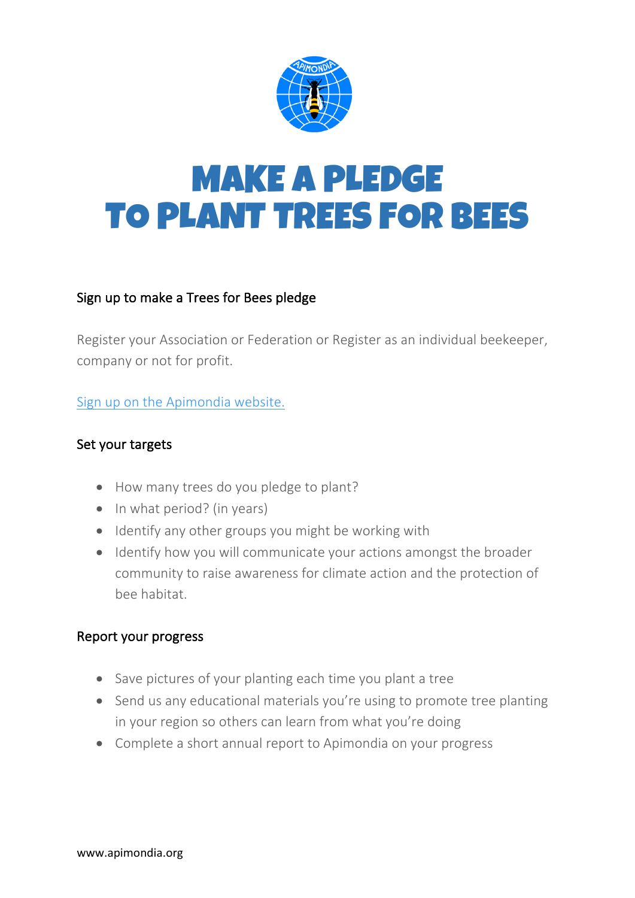# MAKE A PLEDGE TO PLANT TREES FOR BEES

## Sign up to make a Trees for Bees pledge

Register your Association or Federation or Register as an individual beekeeper, company or not for profit.

[Sign up on the Apimondia website.]()

## Set your targets

- How many trees do you pledge to plant?
- In what period? (in years)
- Identify any other groups you might be working with
- Identify how you will communicate your actions amongst the broader community to raise awareness for climate action and the protection of bee habitat.

## Report your progress

- Save pictures of your planting each time you plant a tree
- Send us any educational materials you're using to promote tree planting in your region so others can learn from what you're doing
- Complete a short annual report to Apimondia on your progress

www.apimondia.org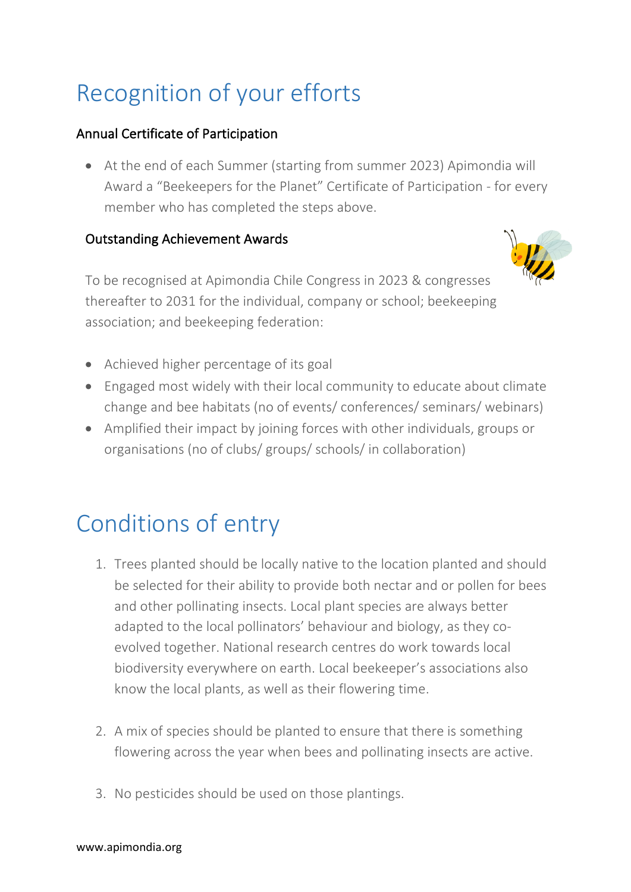# Recognition of your efforts

### Annual Certificate of Participation

- At the end of each Summer (starting from summer 2023) Apimondia will Award a "Beekeepers for the Planet" Certificate of Participation - for every member who has completed the steps above.

### Outstanding Achievement Awards

To be recognised at Apimondia Chile Congress in 2023 & congresses thereafter to 2031 for the individual, company or school; beekeeping association; and beekeeping federation:

- Achieved higher percentage of its goal
- Engaged most widely with their local community to educate about climate change and bee habitats (no of events/ conferences/ seminars/ webinars)
- Amplified their impact by joining forces with other individuals, groups or organisations (no of clubs/ groups/ schools/ in collaboration)

# Conditions of entry

1. Trees planted should be locally native to the location planted and should be selected for their ability to provide both nectar and or pollen for bees and other pollinating insects. Local plant species are always better adapted to the local pollinators' behaviour and biology, as they co-evolved together. National research centres do work towards local biodiversity everywhere on earth. Local beekeeper's associations also know the local plants, as well as their flowering time.

2. A mix of species should be planted to ensure that there is something flowering across the year when bees and pollinating insects are active.

3. No pesticides should be used on those plantings.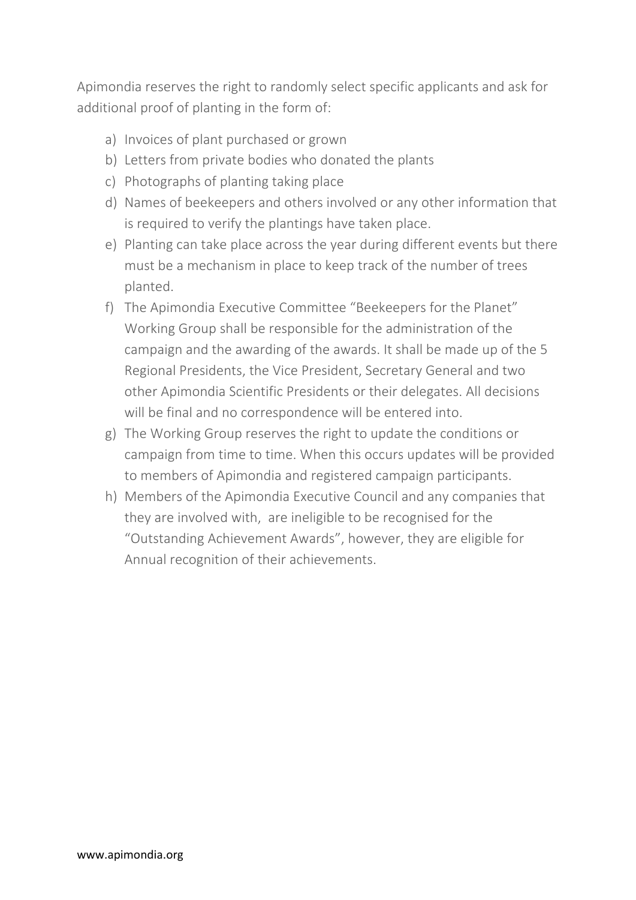Apimondia reserves the right to randomly select specific applicants and ask for additional proof of planting in the form of:

a) Invoices of plant purchased or grown
b) Letters from private bodies who donated the plants
c) Photographs of planting taking place
d) Names of beekeepers and others involved or any other information that is required to verify the plantings have taken place.
e) Planting can take place across the year during different events but there must be a mechanism in place to keep track of the number of trees planted.
f) The Apimondia Executive Committee "Beekeepers for the Planet" Working Group shall be responsible for the administration of the campaign and the awarding of the awards. It shall be made up of the 5 Regional Presidents, the Vice President, Secretary General and two other Apimondia Scientific Presidents or their delegates. All decisions will be final and no correspondence will be entered into.
g) The Working Group reserves the right to update the conditions or campaign from time to time. When this occurs updates will be provided to members of Apimondia and registered campaign participants.
h) Members of the Apimondia Executive Council and any companies that they are involved with, are ineligible to be recognised for the "Outstanding Achievement Awards", however, they are eligible for Annual recognition of their achievements.